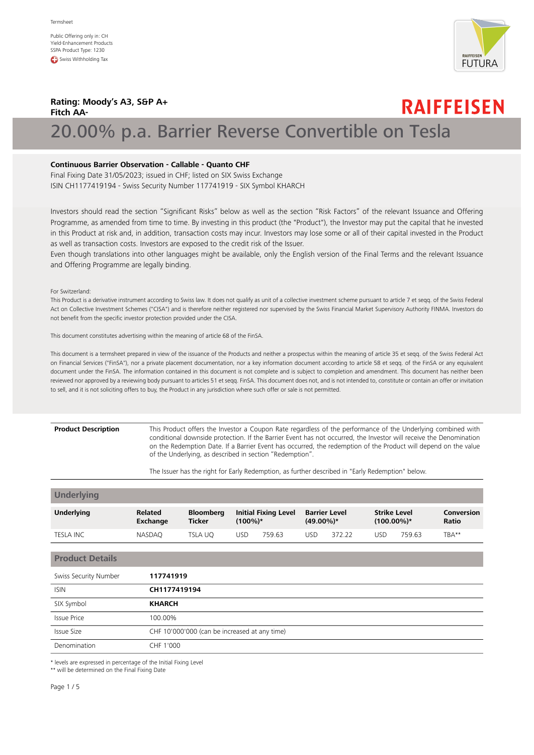Termsheet

Public Offering only in: CH
Yield-Enhancement Products
SSPA Product Type: 1230
Swiss Withholding Tax

**Rating: Moody's A3, S&P A+**
**Fitch AA-**

RAIFFEISEN

# 20.00% p.a. Barrier Reverse Convertible on Tesla

**Continuous Barrier Observation - Callable - Quanto CHF**
Final Fixing Date 31/05/2023; issued in CHF; listed on SIX Swiss Exchange
ISIN CH1177419194 - Swiss Security Number 117741919 - SIX Symbol KHARCH

Investors should read the section "Significant Risks" below as well as the section "Risk Factors" of the relevant Issuance and Offering Programme, as amended from time to time. By investing in this product (the "Product"), the Investor may put the capital that he invested in this Product at risk and, in addition, transaction costs may incur. Investors may lose some or all of their capital invested in the Product as well as transaction costs. Investors are exposed to the credit risk of the Issuer.
Even though translations into other languages might be available, only the English version of the Final Terms and the relevant Issuance and Offering Programme are legally binding.

For Switzerland:
This Product is a derivative instrument according to Swiss law. It does not qualify as unit of a collective investment scheme pursuant to article 7 et seqq. of the Swiss Federal Act on Collective Investment Schemes ("CISA") and is therefore neither registered nor supervised by the Swiss Financial Market Supervisory Authority FINMA. Investors do not benefit from the specific investor protection provided under the CISA.

This document constitutes advertising within the meaning of article 68 of the FinSA.

This document is a termsheet prepared in view of the issuance of the Products and neither a prospectus within the meaning of article 35 et seqq. of the Swiss Federal Act on Financial Services ("FinSA"), nor a private placement documentation, nor a key information document according to article 58 et seqq. of the FinSA or any equivalent document under the FinSA. The information contained in this document is not complete and is subject to completion and amendment. This document has neither been reviewed nor approved by a reviewing body pursuant to articles 51 et seqq. FinSA. This document does not, and is not intended to, constitute or contain an offer or invitation to sell, and it is not soliciting offers to buy, the Product in any jurisdiction where such offer or sale is not permitted.

| **Product Description** | This Product offers the Investor a Coupon Rate regardless of the performance of the Underlying combined with conditional downside protection. If the Barrier Event has not occurred, the Investor will receive the Denomination on the Redemption Date. If a Barrier Event has occurred, the redemption of the Product will depend on the value of the Underlying, as described in section "Redemption".<br><br>The Issuer has the right for Early Redemption, as further described in "Early Redemption" below. |
|---|---|

## Underlying

| Underlying | Related Exchange | Bloomberg Ticker | Initial Fixing Level (100%)* | Barrier Level (49.00%)* | Strike Level (100.00%)* | Conversion Ratio |
|---|---|---|---|---|---|---|
| TESLA INC | NASDAQ | TSLA UQ | USD 759.63 | USD 372.22 | USD 759.63 | TBA** |

## Product Details

| | |
|---|---|
| Swiss Security Number | **117741919** |
| ISIN | **CH1177419194** |
| SIX Symbol | **KHARCH** |
| Issue Price | 100.00% |
| Issue Size | CHF 10'000'000 (can be increased at any time) |
| Denomination | CHF 1'000 |

* levels are expressed in percentage of the Initial Fixing Level
** will be determined on the Final Fixing Date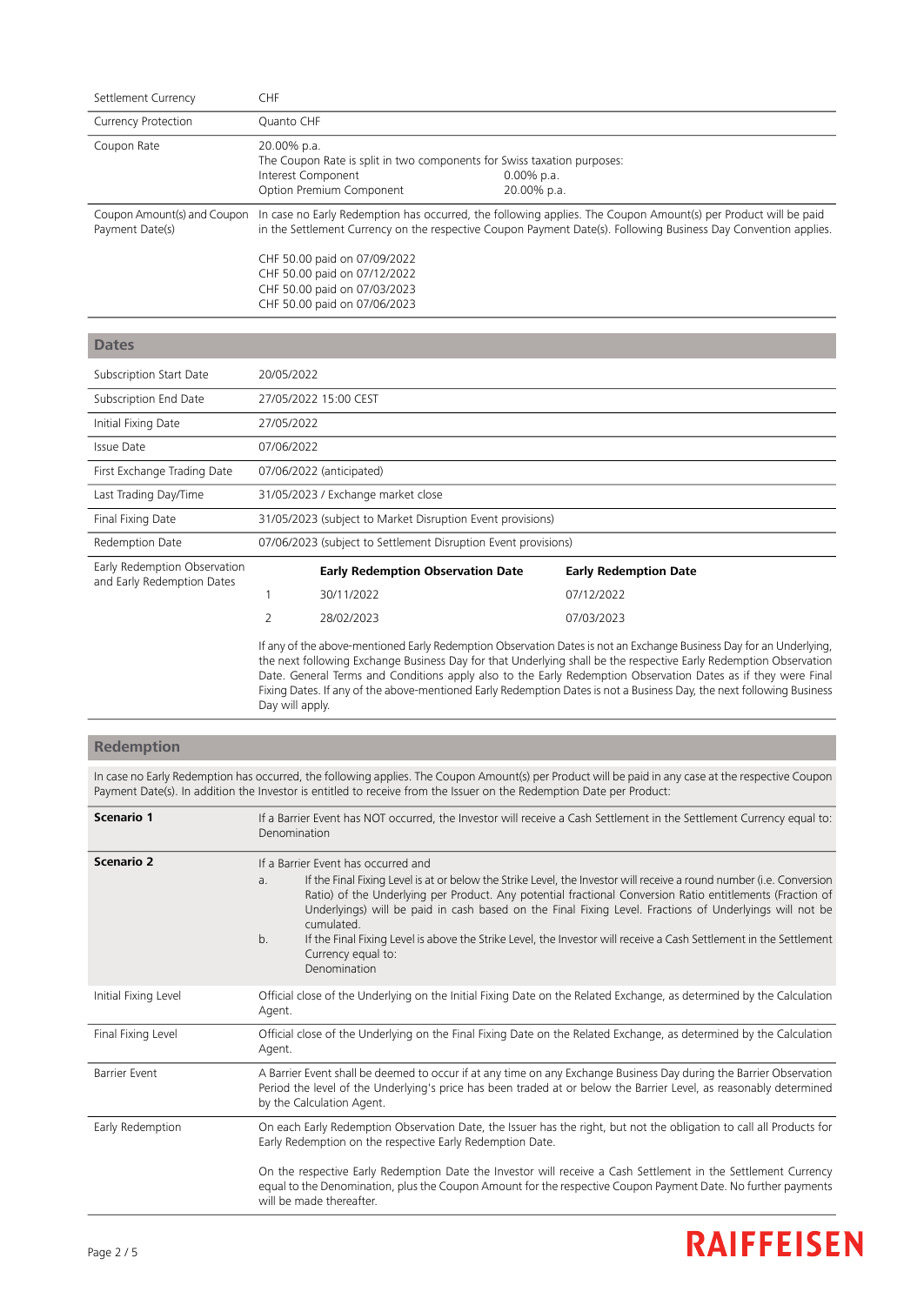| | |
|---|---|
| Settlement Currency | CHF |
| Currency Protection | Quanto CHF |
| Coupon Rate | 20.00% p.a.<br>The Coupon Rate is split in two components for Swiss taxation purposes:<br>Interest Component 0.00% p.a.<br>Option Premium Component 20.00% p.a. |
| Coupon Amount(s) and Coupon Payment Date(s) | In case no Early Redemption has occurred, the following applies. The Coupon Amount(s) per Product will be paid in the Settlement Currency on the respective Coupon Payment Date(s). Following Business Day Convention applies.<br><br>CHF 50.00 paid on 07/09/2022<br>CHF 50.00 paid on 07/12/2022<br>CHF 50.00 paid on 07/03/2023<br>CHF 50.00 paid on 07/06/2023 |

## Dates

| | |
|---|---|
| Subscription Start Date | 20/05/2022 |
| Subscription End Date | 27/05/2022 15:00 CEST |
| Initial Fixing Date | 27/05/2022 |
| Issue Date | 07/06/2022 |
| First Exchange Trading Date | 07/06/2022 (anticipated) |
| Last Trading Day/Time | 31/05/2023 / Exchange market close |
| Final Fixing Date | 31/05/2023 (subject to Market Disruption Event provisions) |
| Redemption Date | 07/06/2023 (subject to Settlement Disruption Event provisions) |

Early Redemption Observation and Early Redemption Dates

| | Early Redemption Observation Date | Early Redemption Date |
|---|---|---|
| 1 | 30/11/2022 | 07/12/2022 |
| 2 | 28/02/2023 | 07/03/2023 |

If any of the above-mentioned Early Redemption Observation Dates is not an Exchange Business Day for an Underlying, the next following Exchange Business Day for that Underlying shall be the respective Early Redemption Observation Date. General Terms and Conditions apply also to the Early Redemption Observation Dates as if they were Final Fixing Dates. If any of the above-mentioned Early Redemption Dates is not a Business Day, the next following Business Day will apply.

## Redemption

In case no Early Redemption has occurred, the following applies. The Coupon Amount(s) per Product will be paid in any case at the respective Coupon Payment Date(s). In addition the Investor is entitled to receive from the Issuer on the Redemption Date per Product:

| | |
|---|---|
| **Scenario 1** | If a Barrier Event has NOT occurred, the Investor will receive a Cash Settlement in the Settlement Currency equal to: Denomination |
| **Scenario 2** | If a Barrier Event has occurred and<br>a. If the Final Fixing Level is at or below the Strike Level, the Investor will receive a round number (i.e. Conversion Ratio) of the Underlying per Product. Any potential fractional Conversion Ratio entitlements (Fraction of Underlyings) will be paid in cash based on the Final Fixing Level. Fractions of Underlyings will not be cumulated.<br>b. If the Final Fixing Level is above the Strike Level, the Investor will receive a Cash Settlement in the Settlement Currency equal to:<br>Denomination |
| Initial Fixing Level | Official close of the Underlying on the Initial Fixing Date on the Related Exchange, as determined by the Calculation Agent. |
| Final Fixing Level | Official close of the Underlying on the Final Fixing Date on the Related Exchange, as determined by the Calculation Agent. |
| Barrier Event | A Barrier Event shall be deemed to occur if at any time on any Exchange Business Day during the Barrier Observation Period the level of the Underlying's price has been traded at or below the Barrier Level, as reasonably determined by the Calculation Agent. |
| Early Redemption | On each Early Redemption Observation Date, the Issuer has the right, but not the obligation to call all Products for Early Redemption on the respective Early Redemption Date.<br><br>On the respective Early Redemption Date the Investor will receive a Cash Settlement in the Settlement Currency equal to the Denomination, plus the Coupon Amount for the respective Coupon Payment Date. No further payments will be made thereafter. |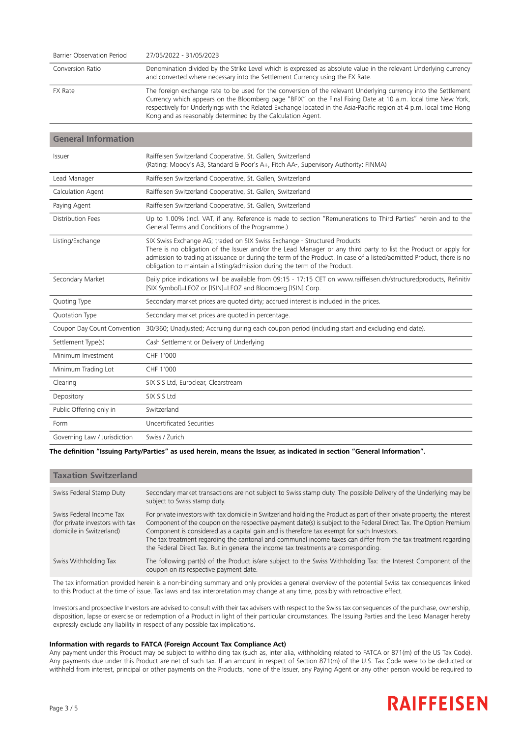| | |
|---|---|
| Barrier Observation Period | 27/05/2022 - 31/05/2023 |
| Conversion Ratio | Denomination divided by the Strike Level which is expressed as absolute value in the relevant Underlying currency and converted where necessary into the Settlement Currency using the FX Rate. |
| FX Rate | The foreign exchange rate to be used for the conversion of the relevant Underlying currency into the Settlement Currency which appears on the Bloomberg page "BFIX" on the Final Fixing Date at 10 a.m. local time New York, respectively for Underlyings with the Related Exchange located in the Asia-Pacific region at 4 p.m. local time Hong Kong and as reasonably determined by the Calculation Agent. |

## General Information

| | |
|---|---|
| Issuer | Raiffeisen Switzerland Cooperative, St. Gallen, Switzerland<br>(Rating: Moody's A3, Standard & Poor's A+, Fitch AA-, Supervisory Authority: FINMA) |
| Lead Manager | Raiffeisen Switzerland Cooperative, St. Gallen, Switzerland |
| Calculation Agent | Raiffeisen Switzerland Cooperative, St. Gallen, Switzerland |
| Paying Agent | Raiffeisen Switzerland Cooperative, St. Gallen, Switzerland |
| Distribution Fees | Up to 1.00% (incl. VAT, if any. Reference is made to section "Remunerations to Third Parties" herein and to the General Terms and Conditions of the Programme.) |
| Listing/Exchange | SIX Swiss Exchange AG; traded on SIX Swiss Exchange - Structured Products<br>There is no obligation of the Issuer and/or the Lead Manager or any third party to list the Product or apply for admission to trading at issuance or during the term of the Product. In case of a listed/admitted Product, there is no obligation to maintain a listing/admission during the term of the Product. |
| Secondary Market | Daily price indications will be available from 09:15 - 17:15 CET on www.raiffeisen.ch/structuredproducts, Refinitiv [SIX Symbol]=LEOZ or [ISIN]=LEOZ and Bloomberg [ISIN] Corp. |
| Quoting Type | Secondary market prices are quoted dirty; accrued interest is included in the prices. |
| Quotation Type | Secondary market prices are quoted in percentage. |
| Coupon Day Count Convention | 30/360; Unadjusted; Accruing during each coupon period (including start and excluding end date). |
| Settlement Type(s) | Cash Settlement or Delivery of Underlying |
| Minimum Investment | CHF 1'000 |
| Minimum Trading Lot | CHF 1'000 |
| Clearing | SIX SIS Ltd, Euroclear, Clearstream |
| Depository | SIX SIS Ltd |
| Public Offering only in | Switzerland |
| Form | Uncertificated Securities |
| Governing Law / Jurisdiction | Swiss / Zurich |

**The definition "Issuing Party/Parties" as used herein, means the Issuer, as indicated in section "General Information".**

## Taxation Switzerland

| | |
|---|---|
| Swiss Federal Stamp Duty | Secondary market transactions are not subject to Swiss stamp duty. The possible Delivery of the Underlying may be subject to Swiss stamp duty. |
| Swiss Federal Income Tax (for private investors with tax domicile in Switzerland) | For private investors with tax domicile in Switzerland holding the Product as part of their private property, the Interest Component of the coupon on the respective payment date(s) is subject to the Federal Direct Tax. The Option Premium Component is considered as a capital gain and is therefore tax exempt for such Investors.<br>The tax treatment regarding the cantonal and communal income taxes can differ from the tax treatment regarding the Federal Direct Tax. But in general the income tax treatments are corresponding. |
| Swiss Withholding Tax | The following part(s) of the Product is/are subject to the Swiss Withholding Tax: the Interest Component of the coupon on its respective payment date. |

The tax information provided herein is a non-binding summary and only provides a general overview of the potential Swiss tax consequences linked to this Product at the time of issue. Tax laws and tax interpretation may change at any time, possibly with retroactive effect.

Investors and prospective Investors are advised to consult with their tax advisers with respect to the Swiss tax consequences of the purchase, ownership, disposition, lapse or exercise or redemption of a Product in light of their particular circumstances. The Issuing Parties and the Lead Manager hereby expressly exclude any liability in respect of any possible tax implications.

**Information with regards to FATCA (Foreign Account Tax Compliance Act)**

Any payment under this Product may be subject to withholding tax (such as, inter alia, withholding related to FATCA or 871(m) of the US Tax Code). Any payments due under this Product are net of such tax. If an amount in respect of Section 871(m) of the U.S. Tax Code were to be deducted or withheld from interest, principal or other payments on the Products, none of the Issuer, any Paying Agent or any other person would be required to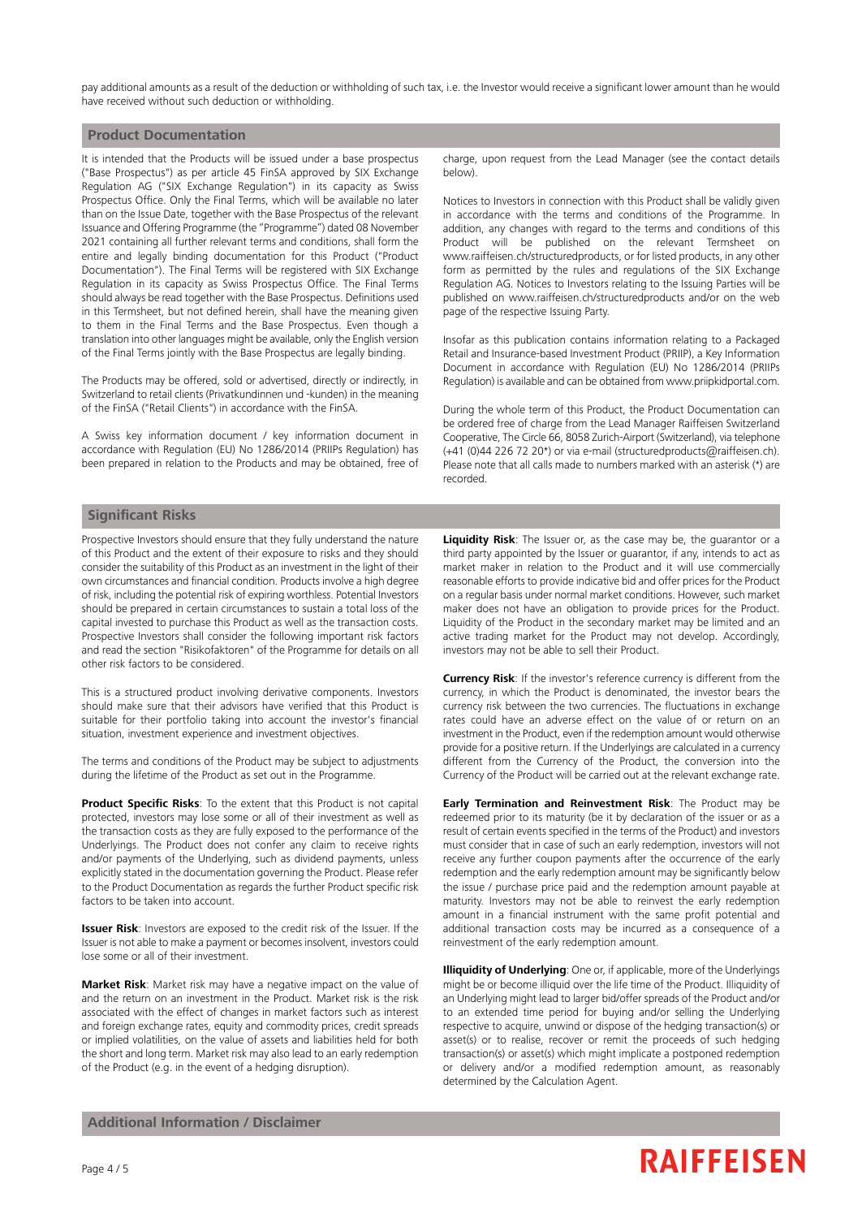pay additional amounts as a result of the deduction or withholding of such tax, i.e. the Investor would receive a significant lower amount than he would have received without such deduction or withholding.

## Product Documentation

It is intended that the Products will be issued under a base prospectus ("Base Prospectus") as per article 45 FinSA approved by SIX Exchange Regulation AG ("SIX Exchange Regulation") in its capacity as Swiss Prospectus Office. Only the Final Terms, which will be available no later than on the Issue Date, together with the Base Prospectus of the relevant Issuance and Offering Programme (the "Programme") dated 08 November 2021 containing all further relevant terms and conditions, shall form the entire and legally binding documentation for this Product ("Product Documentation"). The Final Terms will be registered with SIX Exchange Regulation in its capacity as Swiss Prospectus Office. The Final Terms should always be read together with the Base Prospectus. Definitions used in this Termsheet, but not defined herein, shall have the meaning given to them in the Final Terms and the Base Prospectus. Even though a translation into other languages might be available, only the English version of the Final Terms jointly with the Base Prospectus are legally binding.

The Products may be offered, sold or advertised, directly or indirectly, in Switzerland to retail clients (Privatkundinnen und -kunden) in the meaning of the FinSA ("Retail Clients") in accordance with the FinSA.

A Swiss key information document / key information document in accordance with Regulation (EU) No 1286/2014 (PRIIPs Regulation) has been prepared in relation to the Products and may be obtained, free of charge, upon request from the Lead Manager (see the contact details below).

Notices to Investors in connection with this Product shall be validly given in accordance with the terms and conditions of the Programme. In addition, any changes with regard to the terms and conditions of this Product will be published on the relevant Termsheet on www.raiffeisen.ch/structuredproducts, or for listed products, in any other form as permitted by the rules and regulations of the SIX Exchange Regulation AG. Notices to Investors relating to the Issuing Parties will be published on www.raiffeisen.ch/structuredproducts and/or on the web page of the respective Issuing Party.

Insofar as this publication contains information relating to a Packaged Retail and Insurance-based Investment Product (PRIIP), a Key Information Document in accordance with Regulation (EU) No 1286/2014 (PRIIPs Regulation) is available and can be obtained from www.priipkidportal.com.

During the whole term of this Product, the Product Documentation can be ordered free of charge from the Lead Manager Raiffeisen Switzerland Cooperative, The Circle 66, 8058 Zurich-Airport (Switzerland), via telephone (+41 (0)44 226 72 20*) or via e-mail (structuredproducts@raiffeisen.ch). Please note that all calls made to numbers marked with an asterisk (*) are recorded.

## Significant Risks

Prospective Investors should ensure that they fully understand the nature of this Product and the extent of their exposure to risks and they should consider the suitability of this Product as an investment in the light of their own circumstances and financial condition. Products involve a high degree of risk, including the potential risk of expiring worthless. Potential Investors should be prepared in certain circumstances to sustain a total loss of the capital invested to purchase this Product as well as the transaction costs. Prospective Investors shall consider the following important risk factors and read the section "Risikofaktoren" of the Programme for details on all other risk factors to be considered.

This is a structured product involving derivative components. Investors should make sure that their advisors have verified that this Product is suitable for their portfolio taking into account the investor's financial situation, investment experience and investment objectives.

The terms and conditions of the Product may be subject to adjustments during the lifetime of the Product as set out in the Programme.

**Product Specific Risks**: To the extent that this Product is not capital protected, investors may lose some or all of their investment as well as the transaction costs as they are fully exposed to the performance of the Underlyings. The Product does not confer any claim to receive rights and/or payments of the Underlying, such as dividend payments, unless explicitly stated in the documentation governing the Product. Please refer to the Product Documentation as regards the further Product specific risk factors to be taken into account.

**Issuer Risk**: Investors are exposed to the credit risk of the Issuer. If the Issuer is not able to make a payment or becomes insolvent, investors could lose some or all of their investment.

**Market Risk**: Market risk may have a negative impact on the value of and the return on an investment in the Product. Market risk is the risk associated with the effect of changes in market factors such as interest and foreign exchange rates, equity and commodity prices, credit spreads or implied volatilities, on the value of assets and liabilities held for both the short and long term. Market risk may also lead to an early redemption of the Product (e.g. in the event of a hedging disruption).

**Liquidity Risk**: The Issuer or, as the case may be, the guarantor or a third party appointed by the Issuer or guarantor, if any, intends to act as market maker in relation to the Product and it will use commercially reasonable efforts to provide indicative bid and offer prices for the Product on a regular basis under normal market conditions. However, such market maker does not have an obligation to provide prices for the Product. Liquidity of the Product in the secondary market may be limited and an active trading market for the Product may not develop. Accordingly, investors may not be able to sell their Product.

**Currency Risk**: If the investor's reference currency is different from the currency, in which the Product is denominated, the investor bears the currency risk between the two currencies. The fluctuations in exchange rates could have an adverse effect on the value of or return on an investment in the Product, even if the redemption amount would otherwise provide for a positive return. If the Underlyings are calculated in a currency different from the Currency of the Product, the conversion into the Currency of the Product will be carried out at the relevant exchange rate.

**Early Termination and Reinvestment Risk**: The Product may be redeemed prior to its maturity (be it by declaration of the issuer or as a result of certain events specified in the terms of the Product) and investors must consider that in case of such an early redemption, investors will not receive any further coupon payments after the occurrence of the early redemption and the early redemption amount may be significantly below the issue / purchase price paid and the redemption amount payable at maturity. Investors may not be able to reinvest the early redemption amount in a financial instrument with the same profit potential and additional transaction costs may be incurred as a consequence of a reinvestment of the early redemption amount.

**Illiquidity of Underlying**: One or, if applicable, more of the Underlyings might be or become illiquid over the life time of the Product. Illiquidity of an Underlying might lead to larger bid/offer spreads of the Product and/or to an extended time period for buying and/or selling the Underlying respective to acquire, unwind or dispose of the hedging transaction(s) or asset(s) or to realise, recover or remit the proceeds of such hedging transaction(s) or asset(s) which might implicate a postponed redemption or delivery and/or a modified redemption amount, as reasonably determined by the Calculation Agent.

## Additional Information / Disclaimer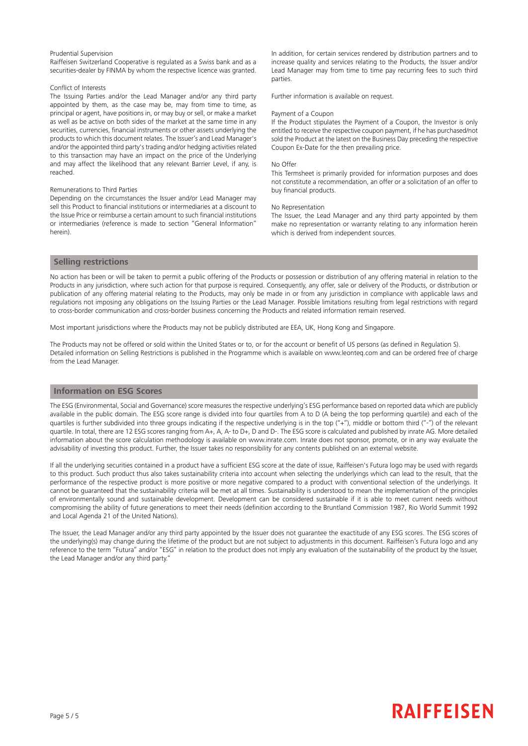Prudential Supervision

Raiffeisen Switzerland Cooperative is regulated as a Swiss bank and as a securities-dealer by FINMA by whom the respective licence was granted.

Conflict of Interests

The Issuing Parties and/or the Lead Manager and/or any third party appointed by them, as the case may be, may from time to time, as principal or agent, have positions in, or may buy or sell, or make a market as well as be active on both sides of the market at the same time in any securities, currencies, financial instruments or other assets underlying the products to which this document relates. The Issuer's and Lead Manager's and/or the appointed third party's trading and/or hedging activities related to this transaction may have an impact on the price of the Underlying and may affect the likelihood that any relevant Barrier Level, if any, is reached.

Remunerations to Third Parties

Depending on the circumstances the Issuer and/or Lead Manager may sell this Product to financial institutions or intermediaries at a discount to the Issue Price or reimburse a certain amount to such financial institutions or intermediaries (reference is made to section "General Information" herein).

In addition, for certain services rendered by distribution partners and to increase quality and services relating to the Products, the Issuer and/or Lead Manager may from time to time pay recurring fees to such third parties.

Further information is available on request.

Payment of a Coupon

If the Product stipulates the Payment of a Coupon, the Investor is only entitled to receive the respective coupon payment, if he has purchased/not sold the Product at the latest on the Business Day preceding the respective Coupon Ex-Date for the then prevailing price.

No Offer

This Termsheet is primarily provided for information purposes and does not constitute a recommendation, an offer or a solicitation of an offer to buy financial products.

No Representation

The Issuer, the Lead Manager and any third party appointed by them make no representation or warranty relating to any information herein which is derived from independent sources.

## Selling restrictions

No action has been or will be taken to permit a public offering of the Products or possession or distribution of any offering material in relation to the Products in any jurisdiction, where such action for that purpose is required. Consequently, any offer, sale or delivery of the Products, or distribution or publication of any offering material relating to the Products, may only be made in or from any jurisdiction in compliance with applicable laws and regulations not imposing any obligations on the Issuing Parties or the Lead Manager. Possible limitations resulting from legal restrictions with regard to cross-border communication and cross-border business concerning the Products and related information remain reserved.

Most important jurisdictions where the Products may not be publicly distributed are EEA, UK, Hong Kong and Singapore.

The Products may not be offered or sold within the United States or to, or for the account or benefit of US persons (as defined in Regulation S).
Detailed information on Selling Restrictions is published in the Programme which is available on www.leonteq.com and can be ordered free of charge from the Lead Manager.

## Information on ESG Scores

The ESG (Environmental, Social and Governance) score measures the respective underlying's ESG performance based on reported data which are publicly available in the public domain. The ESG score range is divided into four quartiles from A to D (A being the top performing quartile) and each of the quartiles is further subdivided into three groups indicating if the respective underlying is in the top ("+"), middle or bottom third ("-") of the relevant quartile. In total, there are 12 ESG scores ranging from A+, A, A- to D+, D and D-. The ESG score is calculated and published by inrate AG. More detailed information about the score calculation methodology is available on www.inrate.com. Inrate does not sponsor, promote, or in any way evaluate the advisability of investing this product. Further, the Issuer takes no responsibility for any contents published on an external website.

If all the underlying securities contained in a product have a sufficient ESG score at the date of issue, Raiffeisen's Futura logo may be used with regards to this product. Such product thus also takes sustainability criteria into account when selecting the underlyings which can lead to the result, that the performance of the respective product is more positive or more negative compared to a product with conventional selection of the underlyings. It cannot be guaranteed that the sustainability criteria will be met at all times. Sustainability is understood to mean the implementation of the principles of environmentally sound and sustainable development. Development can be considered sustainable if it is able to meet current needs without compromising the ability of future generations to meet their needs (definition according to the Bruntland Commission 1987, Rio World Summit 1992 and Local Agenda 21 of the United Nations).

The Issuer, the Lead Manager and/or any third party appointed by the Issuer does not guarantee the exactitude of any ESG scores. The ESG scores of the underlying(s) may change during the lifetime of the product but are not subject to adjustments in this document. Raiffeisen's Futura logo and any reference to the term "Futura" and/or "ESG" in relation to the product does not imply any evaluation of the sustainability of the product by the Issuer, the Lead Manager and/or any third party."

RAIFFEISEN